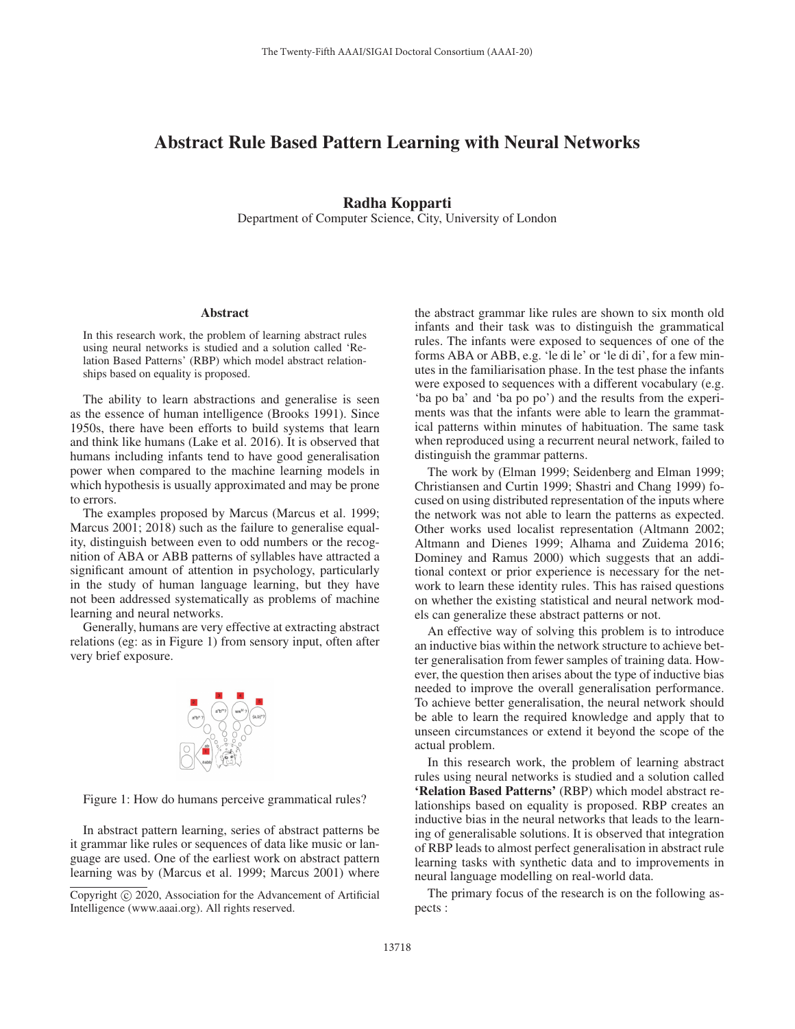# Abstract Rule Based Pattern Learning with Neural Networks

**Radha Kopparti**
Department of Computer Science, City, University of London

### Abstract

In this research work, the problem of learning abstract rules using neural networks is studied and a solution called 'Relation Based Patterns' (RBP) which model abstract relationships based on equality is proposed.

The ability to learn abstractions and generalise is seen as the essence of human intelligence (Brooks 1991). Since 1950s, there have been efforts to build systems that learn and think like humans (Lake et al. 2016). It is observed that humans including infants tend to have good generalisation power when compared to the machine learning models in which hypothesis is usually approximated and may be prone to errors.

The examples proposed by Marcus (Marcus et al. 1999; Marcus 2001; 2018) such as the failure to generalise equality, distinguish between even to odd numbers or the recognition of ABA or ABB patterns of syllables have attracted a significant amount of attention in psychology, particularly in the study of human language learning, but they have not been addressed systematically as problems of machine learning and neural networks.

Generally, humans are very effective at extracting abstract relations (eg: as in Figure 1) from sensory input, often after very brief exposure.

Figure 1: How do humans perceive grammatical rules?

In abstract pattern learning, series of abstract patterns be it grammar like rules or sequences of data like music or language are used. One of the earliest work on abstract pattern learning was by (Marcus et al. 1999; Marcus 2001) where the abstract grammar like rules are shown to six month old infants and their task was to distinguish the grammatical rules. The infants were exposed to sequences of one of the forms ABA or ABB, e.g. 'le di le' or 'le di di', for a few minutes in the familiarisation phase. In the test phase the infants were exposed to sequences with a different vocabulary (e.g. 'ba po ba' and 'ba po po') and the results from the experiments was that the infants were able to learn the grammatical patterns within minutes of habituation. The same task when reproduced using a recurrent neural network, failed to distinguish the grammar patterns.

The work by (Elman 1999; Seidenberg and Elman 1999; Christiansen and Curtin 1999; Shastri and Chang 1999) focused on using distributed representation of the inputs where the network was not able to learn the patterns as expected. Other works used localist representation (Altmann 2002; Altmann and Dienes 1999; Alhama and Zuidema 2016; Dominey and Ramus 2000) which suggests that an additional context or prior experience is necessary for the network to learn these identity rules. This has raised questions on whether the existing statistical and neural network models can generalize these abstract patterns or not.

An effective way of solving this problem is to introduce an inductive bias within the network structure to achieve better generalisation from fewer samples of training data. However, the question then arises about the type of inductive bias needed to improve the overall generalisation performance. To achieve better generalisation, the neural network should be able to learn the required knowledge and apply that to unseen circumstances or extend it beyond the scope of the actual problem.

In this research work, the problem of learning abstract rules using neural networks is studied and a solution called **'Relation Based Patterns'** (RBP) which model abstract relationships based on equality is proposed. RBP creates an inductive bias in the neural networks that leads to the learning of generalisable solutions. It is observed that integration of RBP leads to almost perfect generalisation in abstract rule learning tasks with synthetic data and to improvements in neural language modelling on real-world data.

The primary focus of the research is on the following aspects :

Copyright © 2020, Association for the Advancement of Artificial Intelligence (www.aaai.org). All rights reserved.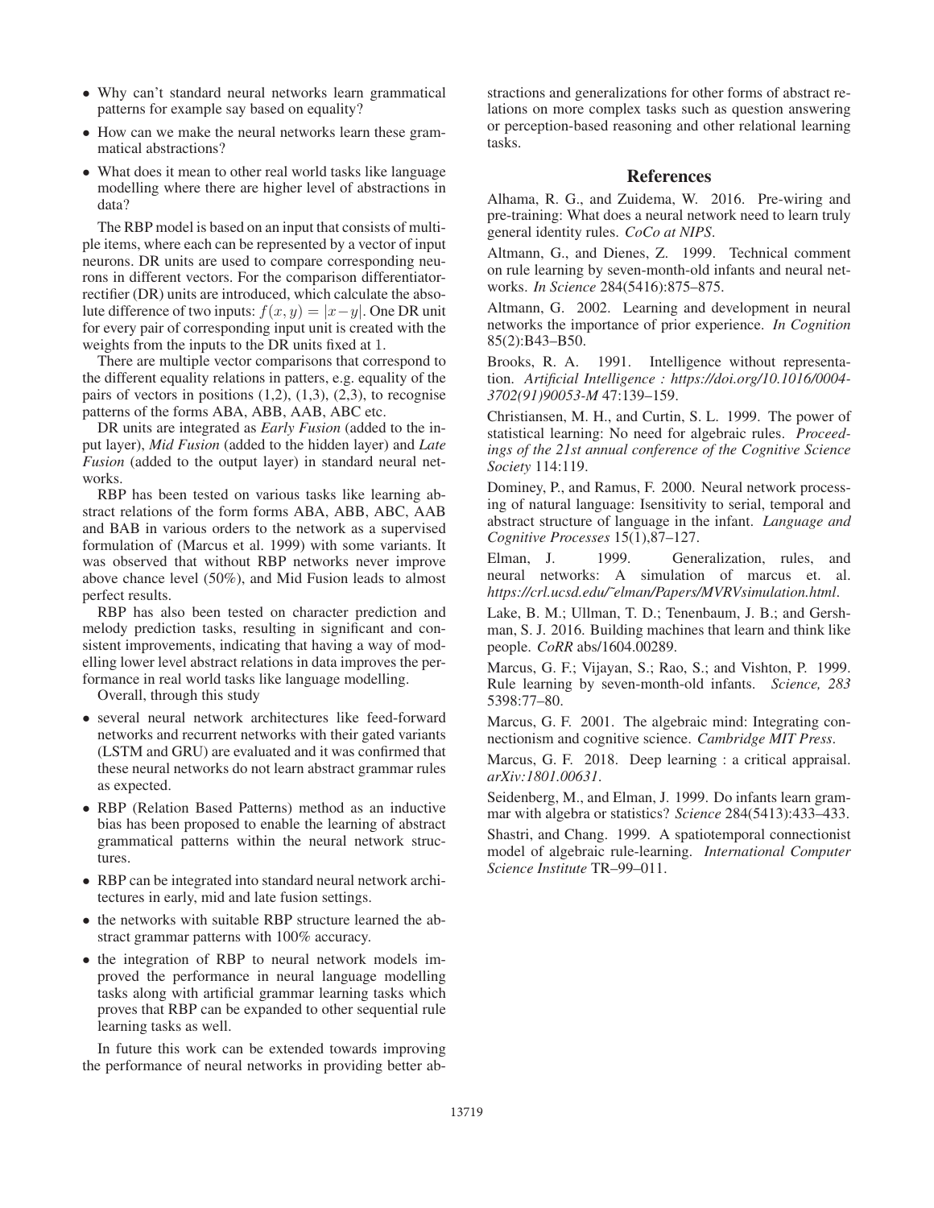- Why can't standard neural networks learn grammatical patterns for example say based on equality?
- How can we make the neural networks learn these grammatical abstractions?
- What does it mean to other real world tasks like language modelling where there are higher level of abstractions in data?

The RBP model is based on an input that consists of multiple items, where each can be represented by a vector of input neurons. DR units are used to compare corresponding neurons in different vectors. For the comparison differentiator-rectifier (DR) units are introduced, which calculate the absolute difference of two inputs: $f(x, y) = |x - y|$. One DR unit for every pair of corresponding input unit is created with the weights from the inputs to the DR units fixed at 1.

There are multiple vector comparisons that correspond to the different equality relations in patters, e.g. equality of the pairs of vectors in positions (1,2), (1,3), (2,3), to recognise patterns of the forms ABA, ABB, AAB, ABC etc.

DR units are integrated as *Early Fusion* (added to the input layer), *Mid Fusion* (added to the hidden layer) and *Late Fusion* (added to the output layer) in standard neural networks.

RBP has been tested on various tasks like learning abstract relations of the form forms ABA, ABB, ABC, AAB and BAB in various orders to the network as a supervised formulation of (Marcus et al. 1999) with some variants. It was observed that without RBP networks never improve above chance level (50%), and Mid Fusion leads to almost perfect results.

RBP has also been tested on character prediction and melody prediction tasks, resulting in significant and consistent improvements, indicating that having a way of modelling lower level abstract relations in data improves the performance in real world tasks like language modelling.

Overall, through this study

- several neural network architectures like feed-forward networks and recurrent networks with their gated variants (LSTM and GRU) are evaluated and it was confirmed that these neural networks do not learn abstract grammar rules as expected.
- RBP (Relation Based Patterns) method as an inductive bias has been proposed to enable the learning of abstract grammatical patterns within the neural network structures.
- RBP can be integrated into standard neural network architectures in early, mid and late fusion settings.
- the networks with suitable RBP structure learned the abstract grammar patterns with 100% accuracy.
- the integration of RBP to neural network models improved the performance in neural language modelling tasks along with artificial grammar learning tasks which proves that RBP can be expanded to other sequential rule learning tasks as well.

In future this work can be extended towards improving the performance of neural networks in providing better abstractions and generalizations for other forms of abstract relations on more complex tasks such as question answering or perception-based reasoning and other relational learning tasks.

## References

Alhama, R. G., and Zuidema, W. 2016. Pre-wiring and pre-training: What does a neural network need to learn truly general identity rules. *CoCo at NIPS*.

Altmann, G., and Dienes, Z. 1999. Technical comment on rule learning by seven-month-old infants and neural networks. *In Science* 284(5416):875–875.

Altmann, G. 2002. Learning and development in neural networks the importance of prior experience. *In Cognition* 85(2):B43–B50.

Brooks, R. A. 1991. Intelligence without representation. *Artificial Intelligence : https://doi.org/10.1016/0004-3702(91)90053-M* 47:139–159.

Christiansen, M. H., and Curtin, S. L. 1999. The power of statistical learning: No need for algebraic rules. *Proceedings of the 21st annual conference of the Cognitive Science Society* 114:119.

Dominey, P., and Ramus, F. 2000. Neural network processing of natural language: Isensitivity to serial, temporal and abstract structure of language in the infant. *Language and Cognitive Processes* 15(1),87–127.

Elman, J. 1999. Generalization, rules, and neural networks: A simulation of marcus et. al. *https://crl.ucsd.edu/~elman/Papers/MVRVsimulation.html*.

Lake, B. M.; Ullman, T. D.; Tenenbaum, J. B.; and Gershman, S. J. 2016. Building machines that learn and think like people. *CoRR* abs/1604.00289.

Marcus, G. F.; Vijayan, S.; Rao, S.; and Vishton, P. 1999. Rule learning by seven-month-old infants. *Science, 283* 5398:77–80.

Marcus, G. F. 2001. The algebraic mind: Integrating connectionism and cognitive science. *Cambridge MIT Press*.

Marcus, G. F. 2018. Deep learning : a critical appraisal. *arXiv:1801.00631*.

Seidenberg, M., and Elman, J. 1999. Do infants learn grammar with algebra or statistics? *Science* 284(5413):433–433.

Shastri, and Chang. 1999. A spatiotemporal connectionist model of algebraic rule-learning. *International Computer Science Institute* TR–99–011.